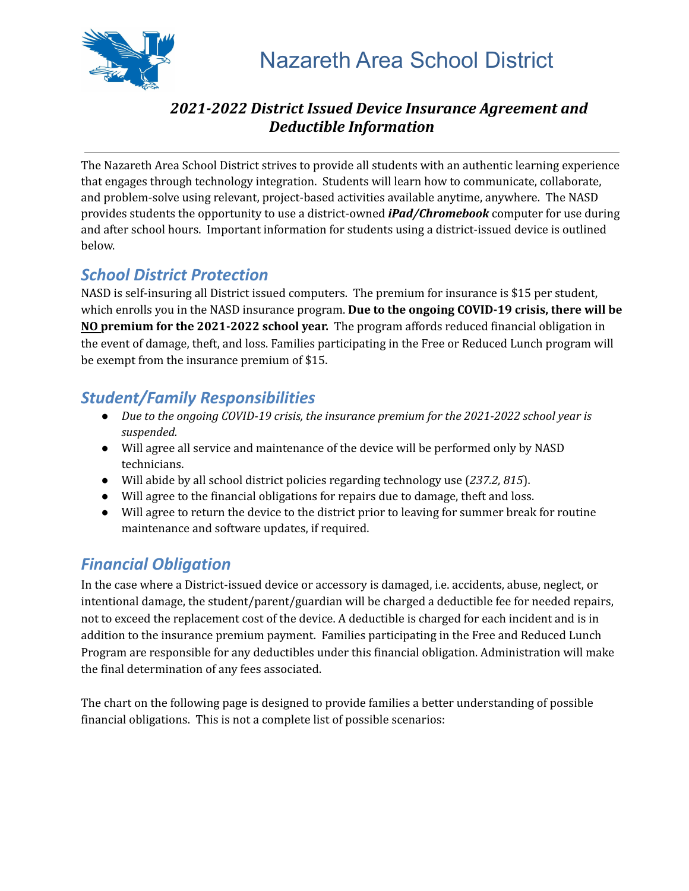# Nazareth Area School District

## *2021-2022 District Issued Device Insurance Agreement and Deductible Information*

---

The Nazareth Area School District strives to provide all students with an authentic learning experience that engages through technology integration. Students will learn how to communicate, collaborate, and problem-solve using relevant, project-based activities available anytime, anywhere. The NASD provides students the opportunity to use a district-owned ***iPad/Chromebook*** computer for use during and after school hours. Important information for students using a district-issued device is outlined below.

## *School District Protection*

NASD is self-insuring all District issued computers. The premium for insurance is $15 per student, which enrolls you in the NASD insurance program. **Due to the ongoing COVID-19 crisis, there will be NO premium for the 2021-2022 school year.** The program affords reduced financial obligation in the event of damage, theft, and loss. Families participating in the Free or Reduced Lunch program will be exempt from the insurance premium of $15.

## *Student/Family Responsibilities*

- *Due to the ongoing COVID-19 crisis, the insurance premium for the 2021-2022 school year is suspended.*
- Will agree all service and maintenance of the device will be performed only by NASD technicians.
- Will abide by all school district policies regarding technology use (*237.2, 815*).
- Will agree to the financial obligations for repairs due to damage, theft and loss.
- Will agree to return the device to the district prior to leaving for summer break for routine maintenance and software updates, if required.

## *Financial Obligation*

In the case where a District-issued device or accessory is damaged, i.e. accidents, abuse, neglect, or intentional damage, the student/parent/guardian will be charged a deductible fee for needed repairs, not to exceed the replacement cost of the device. A deductible is charged for each incident and is in addition to the insurance premium payment. Families participating in the Free and Reduced Lunch Program are responsible for any deductibles under this financial obligation. Administration will make the final determination of any fees associated.

The chart on the following page is designed to provide families a better understanding of possible financial obligations. This is not a complete list of possible scenarios: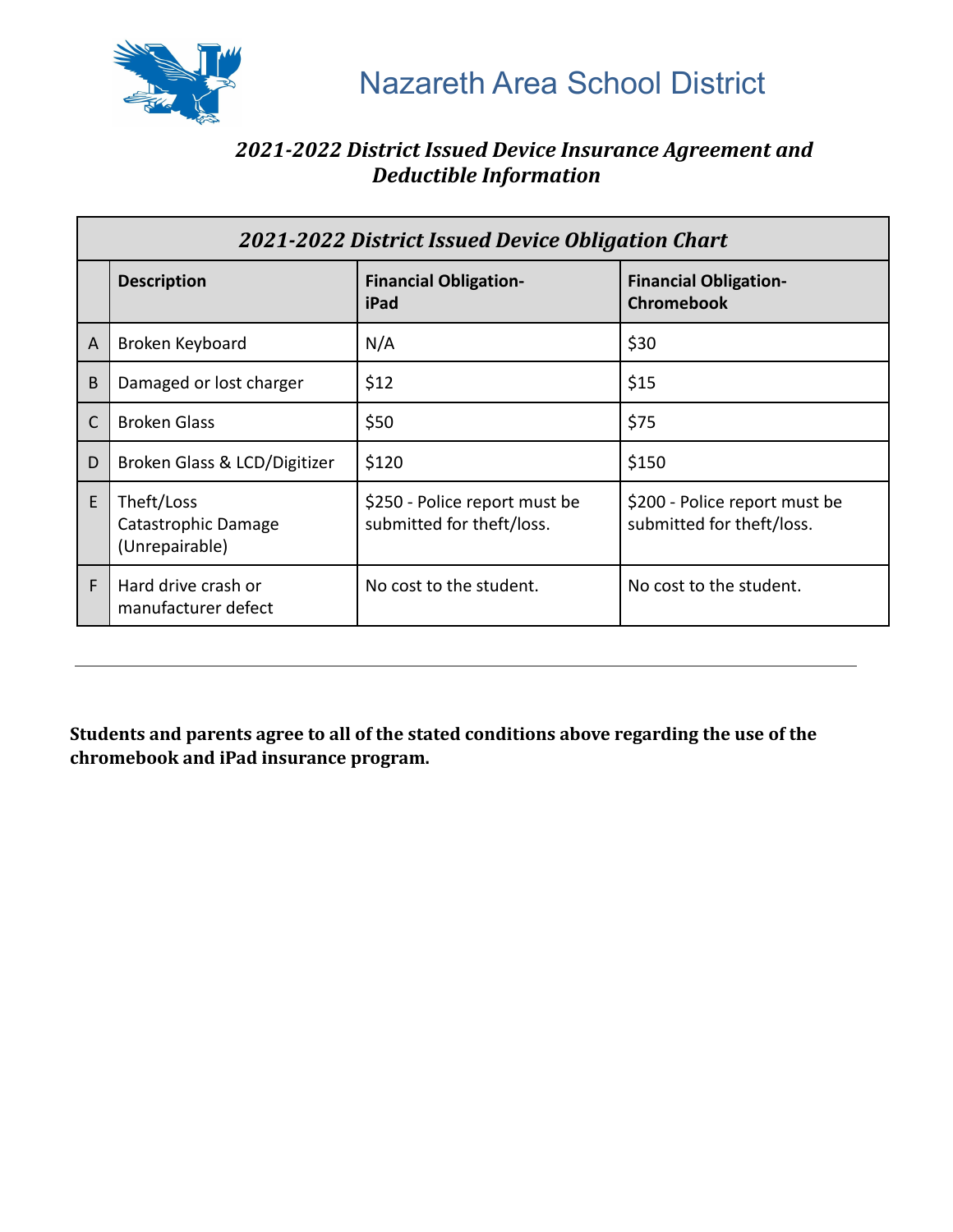# Nazareth Area School District

## *2021-2022 District Issued Device Insurance Agreement and Deductible Information*

| *2021-2022 District Issued Device Obligation Chart* | | | |
|---|---|---|---|
| | **Description** | **Financial Obligation- iPad** | **Financial Obligation- Chromebook** |
| A | Broken Keyboard | N/A | $30 |
| B | Damaged or lost charger | $12 | $15 |
| C | Broken Glass | $50 | $75 |
| D | Broken Glass & LCD/Digitizer | $120 | $150 |
| E | Theft/Loss Catastrophic Damage (Unrepairable) | $250 - Police report must be submitted for theft/loss. | $200 - Police report must be submitted for theft/loss. |
| F | Hard drive crash or manufacturer defect | No cost to the student. | No cost to the student. |

---

**Students and parents agree to all of the stated conditions above regarding the use of the chromebook and iPad insurance program.**